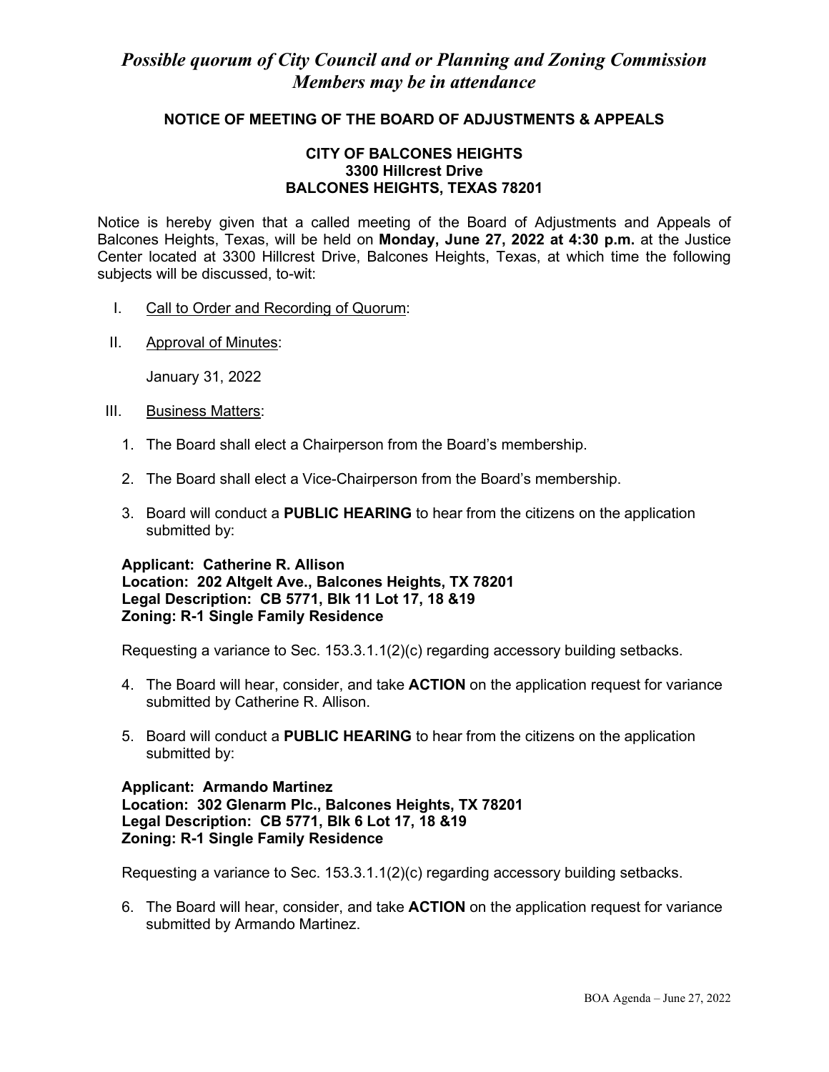*Possible quorum of City Council and or Planning and Zoning Commission Members may be in attendance*

## NOTICE OF MEETING OF THE BOARD OF ADJUSTMENTS & APPEALS

**CITY OF BALCONES HEIGHTS**
**3300 Hillcrest Drive**
**BALCONES HEIGHTS, TEXAS 78201**

Notice is hereby given that a called meeting of the Board of Adjustments and Appeals of Balcones Heights, Texas, will be held on **Monday, June 27, 2022 at 4:30 p.m.** at the Justice Center located at 3300 Hillcrest Drive, Balcones Heights, Texas, at which time the following subjects will be discussed, to-wit:

I. Call to Order and Recording of Quorum:

II. Approval of Minutes:

January 31, 2022

III. Business Matters:

1. The Board shall elect a Chairperson from the Board's membership.
2. The Board shall elect a Vice-Chairperson from the Board's membership.
3. Board will conduct a **PUBLIC HEARING** to hear from the citizens on the application submitted by:

**Applicant: Catherine R. Allison**
**Location: 202 Altgelt Ave., Balcones Heights, TX 78201**
**Legal Description: CB 5771, Blk 11 Lot 17, 18 &19**
**Zoning: R-1 Single Family Residence**

Requesting a variance to Sec. 153.3.1.1(2)(c) regarding accessory building setbacks.

4. The Board will hear, consider, and take **ACTION** on the application request for variance submitted by Catherine R. Allison.
5. Board will conduct a **PUBLIC HEARING** to hear from the citizens on the application submitted by:

**Applicant: Armando Martinez**
**Location: 302 Glenarm Plc., Balcones Heights, TX 78201**
**Legal Description: CB 5771, Blk 6 Lot 17, 18 &19**
**Zoning: R-1 Single Family Residence**

Requesting a variance to Sec. 153.3.1.1(2)(c) regarding accessory building setbacks.

6. The Board will hear, consider, and take **ACTION** on the application request for variance submitted by Armando Martinez.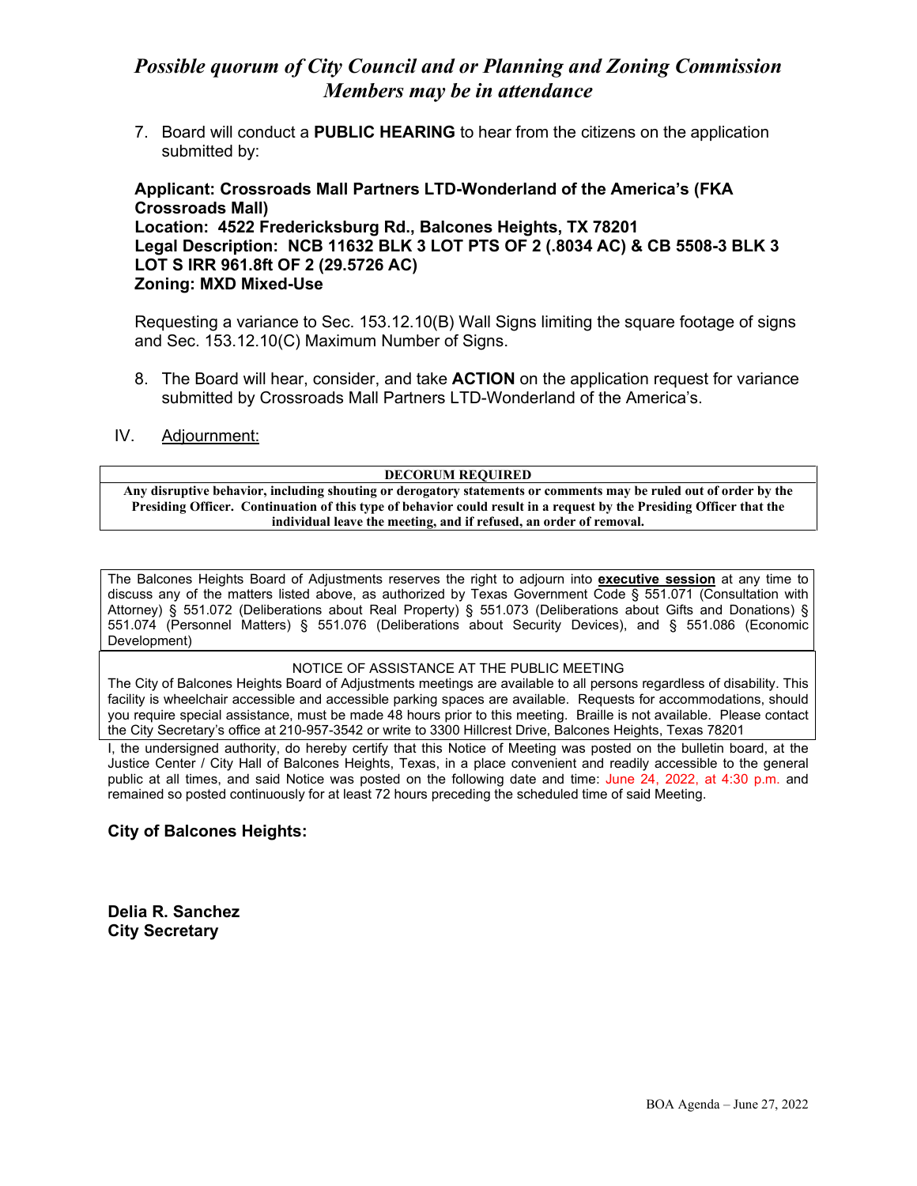*Possible quorum of City Council and or Planning and Zoning Commission Members may be in attendance*

7. Board will conduct a **PUBLIC HEARING** to hear from the citizens on the application submitted by:

**Applicant: Crossroads Mall Partners LTD-Wonderland of the America's (FKA Crossroads Mall)**
**Location: 4522 Fredericksburg Rd., Balcones Heights, TX 78201**
**Legal Description: NCB 11632 BLK 3 LOT PTS OF 2 (.8034 AC) & CB 5508-3 BLK 3 LOT S IRR 961.8ft OF 2 (29.5726 AC)**
**Zoning: MXD Mixed-Use**

Requesting a variance to Sec. 153.12.10(B) Wall Signs limiting the square footage of signs and Sec. 153.12.10(C) Maximum Number of Signs.

8. The Board will hear, consider, and take **ACTION** on the application request for variance submitted by Crossroads Mall Partners LTD-Wonderland of the America's.

IV. Adjournment:

**DECORUM REQUIRED**

**Any disruptive behavior, including shouting or derogatory statements or comments may be ruled out of order by the Presiding Officer. Continuation of this type of behavior could result in a request by the Presiding Officer that the individual leave the meeting, and if refused, an order of removal.**

The Balcones Heights Board of Adjustments reserves the right to adjourn into **executive session** at any time to discuss any of the matters listed above, as authorized by Texas Government Code § 551.071 (Consultation with Attorney) § 551.072 (Deliberations about Real Property) § 551.073 (Deliberations about Gifts and Donations) § 551.074 (Personnel Matters) § 551.076 (Deliberations about Security Devices), and § 551.086 (Economic Development)

NOTICE OF ASSISTANCE AT THE PUBLIC MEETING

The City of Balcones Heights Board of Adjustments meetings are available to all persons regardless of disability. This facility is wheelchair accessible and accessible parking spaces are available. Requests for accommodations, should you require special assistance, must be made 48 hours prior to this meeting. Braille is not available. Please contact the City Secretary's office at 210-957-3542 or write to 3300 Hillcrest Drive, Balcones Heights, Texas 78201

I, the undersigned authority, do hereby certify that this Notice of Meeting was posted on the bulletin board, at the Justice Center / City Hall of Balcones Heights, Texas, in a place convenient and readily accessible to the general public at all times, and said Notice was posted on the following date and time: June 24, 2022, at 4:30 p.m. and remained so posted continuously for at least 72 hours preceding the scheduled time of said Meeting.

**City of Balcones Heights:**

**Delia R. Sanchez**
**City Secretary**